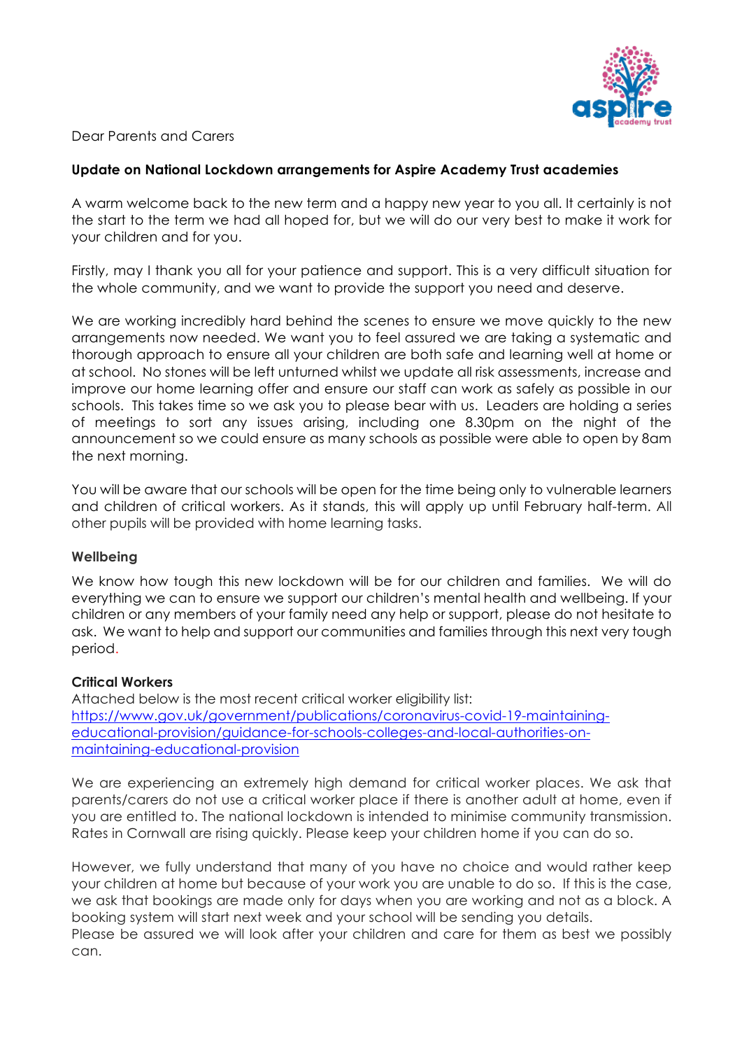Dear Parents and Carers

**Update on National Lockdown arrangements for Aspire Academy Trust academies**

A warm welcome back to the new term and a happy new year to you all. It certainly is not the start to the term we had all hoped for, but we will do our very best to make it work for your children and for you.

Firstly, may I thank you all for your patience and support. This is a very difficult situation for the whole community, and we want to provide the support you need and deserve.

We are working incredibly hard behind the scenes to ensure we move quickly to the new arrangements now needed. We want you to feel assured we are taking a systematic and thorough approach to ensure all your children are both safe and learning well at home or at school. No stones will be left unturned whilst we update all risk assessments, increase and improve our home learning offer and ensure our staff can work as safely as possible in our schools. This takes time so we ask you to please bear with us. Leaders are holding a series of meetings to sort any issues arising, including one 8.30pm on the night of the announcement so we could ensure as many schools as possible were able to open by 8am the next morning.

You will be aware that our schools will be open for the time being only to vulnerable learners and children of critical workers. As it stands, this will apply up until February half-term. All other pupils will be provided with home learning tasks.

**Wellbeing**

We know how tough this new lockdown will be for our children and families. We will do everything we can to ensure we support our children's mental health and wellbeing. If your children or any members of your family need any help or support, please do not hesitate to ask. We want to help and support our communities and families through this next very tough period.

**Critical Workers**

Attached below is the most recent critical worker eligibility list:
[https://www.gov.uk/government/publications/coronavirus-covid-19-maintaining-educational-provision/guidance-for-schools-colleges-and-local-authorities-on-maintaining-educational-provision](https://www.gov.uk/government/publications/coronavirus-covid-19-maintaining-educational-provision/guidance-for-schools-colleges-and-local-authorities-on-maintaining-educational-provision)

We are experiencing an extremely high demand for critical worker places. We ask that parents/carers do not use a critical worker place if there is another adult at home, even if you are entitled to. The national lockdown is intended to minimise community transmission. Rates in Cornwall are rising quickly. Please keep your children home if you can do so.

However, we fully understand that many of you have no choice and would rather keep your children at home but because of your work you are unable to do so. If this is the case, we ask that bookings are made only for days when you are working and not as a block. A booking system will start next week and your school will be sending you details.
Please be assured we will look after your children and care for them as best we possibly can.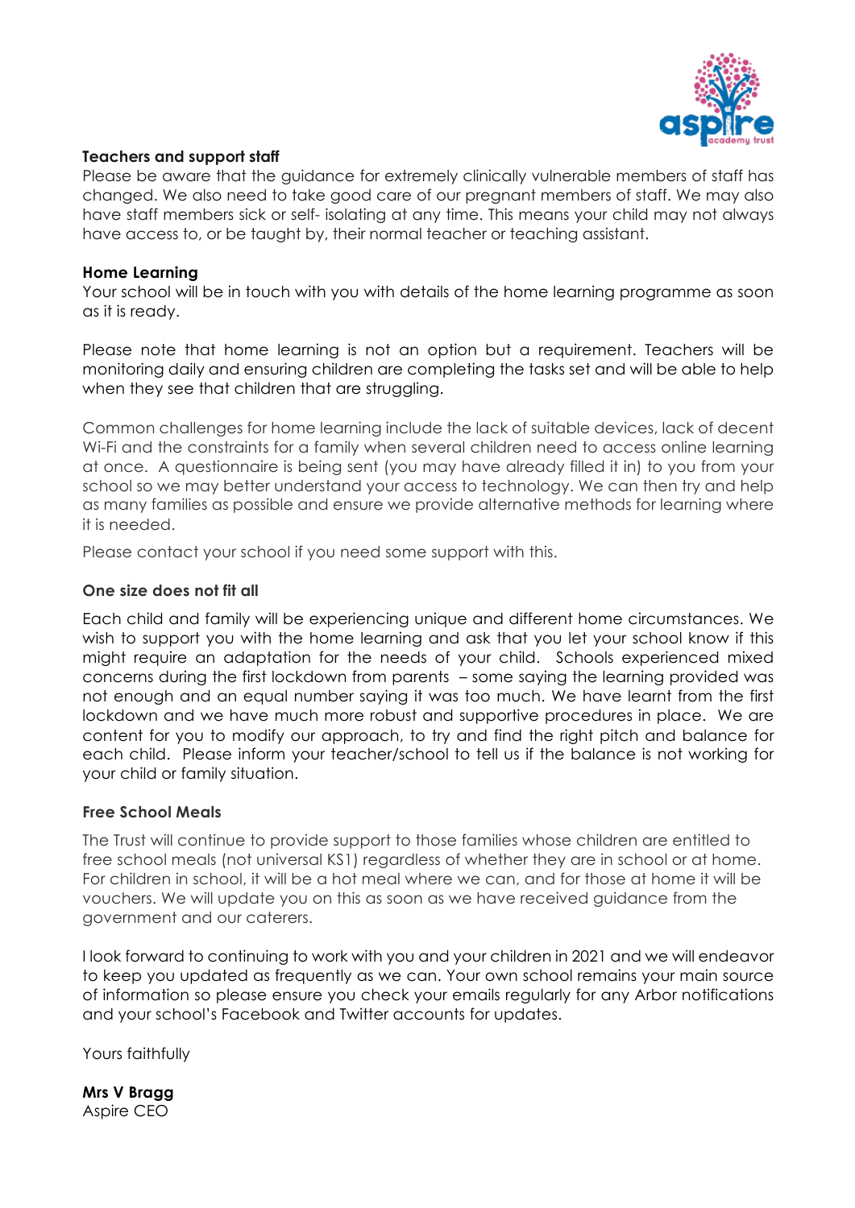**Teachers and support staff**

Please be aware that the guidance for extremely clinically vulnerable members of staff has changed. We also need to take good care of our pregnant members of staff. We may also have staff members sick or self- isolating at any time. This means your child may not always have access to, or be taught by, their normal teacher or teaching assistant.

**Home Learning**

Your school will be in touch with you with details of the home learning programme as soon as it is ready.

Please note that home learning is not an option but a requirement. Teachers will be monitoring daily and ensuring children are completing the tasks set and will be able to help when they see that children that are struggling.

Common challenges for home learning include the lack of suitable devices, lack of decent Wi-Fi and the constraints for a family when several children need to access online learning at once. A questionnaire is being sent (you may have already filled it in) to you from your school so we may better understand your access to technology. We can then try and help as many families as possible and ensure we provide alternative methods for learning where it is needed.

Please contact your school if you need some support with this.

**One size does not fit all**

Each child and family will be experiencing unique and different home circumstances. We wish to support you with the home learning and ask that you let your school know if this might require an adaptation for the needs of your child. Schools experienced mixed concerns during the first lockdown from parents – some saying the learning provided was not enough and an equal number saying it was too much. We have learnt from the first lockdown and we have much more robust and supportive procedures in place. We are content for you to modify our approach, to try and find the right pitch and balance for each child. Please inform your teacher/school to tell us if the balance is not working for your child or family situation.

**Free School Meals**

The Trust will continue to provide support to those families whose children are entitled to free school meals (not universal KS1) regardless of whether they are in school or at home. For children in school, it will be a hot meal where we can, and for those at home it will be vouchers. We will update you on this as soon as we have received guidance from the government and our caterers.

I look forward to continuing to work with you and your children in 2021 and we will endeavor to keep you updated as frequently as we can. Your own school remains your main source of information so please ensure you check your emails regularly for any Arbor notifications and your school's Facebook and Twitter accounts for updates.

Yours faithfully

**Mrs V Bragg**
Aspire CEO